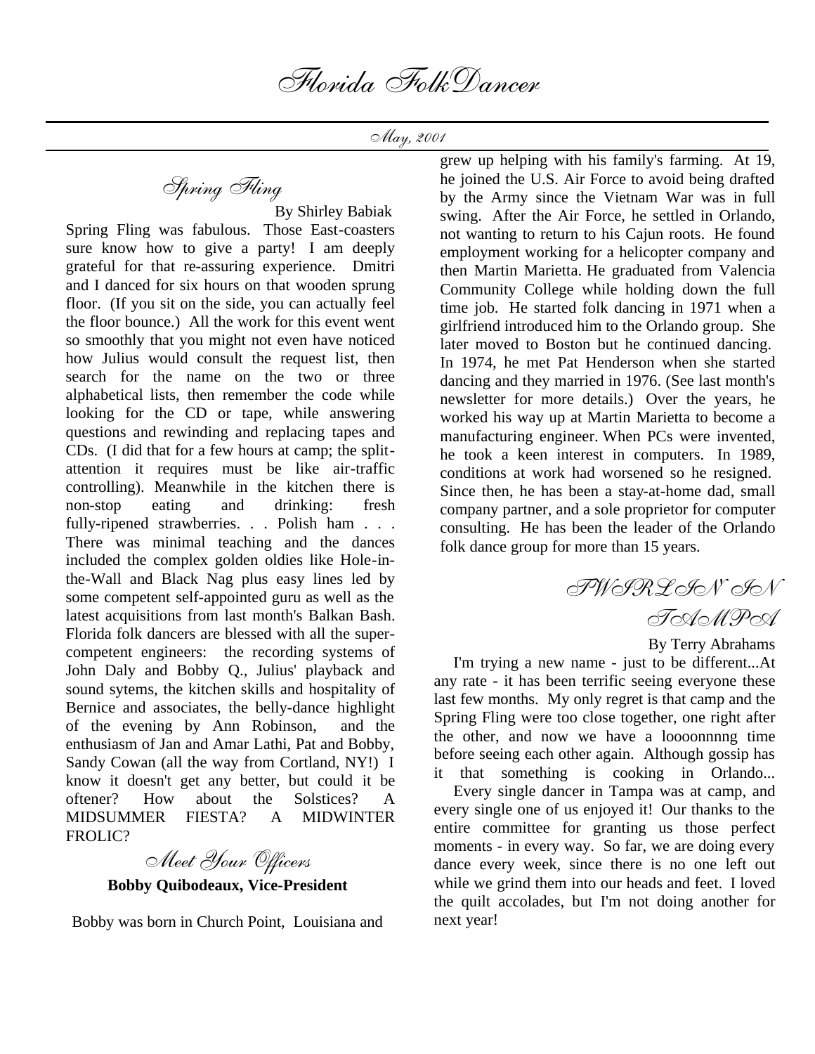# Florida FolkDancer

May, 2001

## Spring Fling

By Shirley Babiak

Spring Fling was fabulous. Those East-coasters sure know how to give a party! I am deeply grateful for that re-assuring experience. Dmitri and I danced for six hours on that wooden sprung floor. (If you sit on the side, you can actually feel the floor bounce.) All the work for this event went so smoothly that you might not even have noticed how Julius would consult the request list, then search for the name on the two or three alphabetical lists, then remember the code while looking for the CD or tape, while answering questions and rewinding and replacing tapes and CDs. (I did that for a few hours at camp; the split-attention it requires must be like air-traffic controlling). Meanwhile in the kitchen there is non-stop eating and drinking: fresh fully-ripened strawberries. . . Polish ham . . . There was minimal teaching and the dances included the complex golden oldies like Hole-in-the-Wall and Black Nag plus easy lines led by some competent self-appointed guru as well as the latest acquisitions from last month's Balkan Bash. Florida folk dancers are blessed with all the super-competent engineers: the recording systems of John Daly and Bobby Q., Julius' playback and sound sytems, the kitchen skills and hospitality of Bernice and associates, the belly-dance highlight of the evening by Ann Robinson, and the enthusiasm of Jan and Amar Lathi, Pat and Bobby, Sandy Cowan (all the way from Cortland, NY!) I know it doesn't get any better, but could it be oftener? How about the Solstices? A MIDSUMMER FIESTA? A MIDWINTER FROLIC?

## Meet Your Officers

**Bobby Quibodeaux, Vice-President**

Bobby was born in Church Point, Louisiana and grew up helping with his family's farming. At 19, he joined the U.S. Air Force to avoid being drafted by the Army since the Vietnam War was in full swing. After the Air Force, he settled in Orlando, not wanting to return to his Cajun roots. He found employment working for a helicopter company and then Martin Marietta. He graduated from Valencia Community College while holding down the full time job. He started folk dancing in 1971 when a girlfriend introduced him to the Orlando group. She later moved to Boston but he continued dancing. In 1974, he met Pat Henderson when she started dancing and they married in 1976. (See last month's newsletter for more details.) Over the years, he worked his way up at Martin Marietta to become a manufacturing engineer. When PCs were invented, he took a keen interest in computers. In 1989, conditions at work had worsened so he resigned. Since then, he has been a stay-at-home dad, small company partner, and a sole proprietor for computer consulting. He has been the leader of the Orlando folk dance group for more than 15 years.

## TWIRLIN' IN TAMPA

By Terry Abrahams

I'm trying a new name - just to be different...At any rate - it has been terrific seeing everyone these last few months. My only regret is that camp and the Spring Fling were too close together, one right after the other, and now we have a loooonnnng time before seeing each other again. Although gossip has it that something is cooking in Orlando...

Every single dancer in Tampa was at camp, and every single one of us enjoyed it! Our thanks to the entire committee for granting us those perfect moments - in every way. So far, we are doing every dance every week, since there is no one left out while we grind them into our heads and feet. I loved the quilt accolades, but I'm not doing another for next year!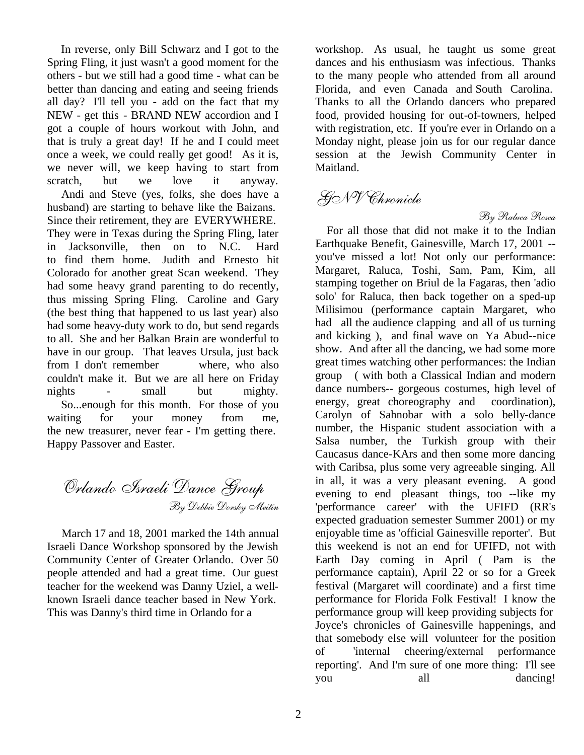In reverse, only Bill Schwarz and I got to the Spring Fling, it just wasn't a good moment for the others - but we still had a good time - what can be better than dancing and eating and seeing friends all day? I'll tell you - add on the fact that my NEW - get this - BRAND NEW accordion and I got a couple of hours workout with John, and that is truly a great day! If he and I could meet once a week, we could really get good! As it is, we never will, we keep having to start from scratch, but we love it anyway.

Andi and Steve (yes, folks, she does have a husband) are starting to behave like the Baizans. Since their retirement, they are EVERYWHERE. They were in Texas during the Spring Fling, later in Jacksonville, then on to N.C. Hard to find them home. Judith and Ernesto hit Colorado for another great Scan weekend. They had some heavy grand parenting to do recently, thus missing Spring Fling. Caroline and Gary (the best thing that happened to us last year) also had some heavy-duty work to do, but send regards to all. She and her Balkan Brain are wonderful to have in our group. That leaves Ursula, just back from I don't remember where, who also couldn't make it. But we are all here on Friday nights - small but mighty.

So...enough for this month. For those of you waiting for your money from me, the new treasurer, never fear - I'm getting there. Happy Passover and Easter.

## Orlando Israeli Dance Group

*By Debbie Dorsky Meitin*

March 17 and 18, 2001 marked the 14th annual Israeli Dance Workshop sponsored by the Jewish Community Center of Greater Orlando. Over 50 people attended and had a great time. Our guest teacher for the weekend was Danny Uziel, a well-known Israeli dance teacher based in New York. This was Danny's third time in Orlando for a workshop. As usual, he taught us some great dances and his enthusiasm was infectious. Thanks to the many people who attended from all around Florida, and even Canada and South Carolina. Thanks to all the Orlando dancers who prepared food, provided housing for out-of-towners, helped with registration, etc. If you're ever in Orlando on a Monday night, please join us for our regular dance session at the Jewish Community Center in Maitland.

## GNV Chronicle

*By Raluca Rosca*

For all those that did not make it to the Indian Earthquake Benefit, Gainesville, March 17, 2001 -- you've missed a lot! Not only our performance: Margaret, Raluca, Toshi, Sam, Pam, Kim, all stamping together on Briul de la Fagaras, then 'adio solo' for Raluca, then back together on a sped-up Milisimou (performance captain Margaret, who had all the audience clapping and all of us turning and kicking ), and final wave on Ya Abud--nice show. And after all the dancing, we had some more great times watching other performances: the Indian group ( with both a Classical Indian and modern dance numbers-- gorgeous costumes, high level of energy, great choreography and coordination), Carolyn of Sahnobar with a solo belly-dance number, the Hispanic student association with a Salsa number, the Turkish group with their Caucasus dance-KArs and then some more dancing with Caribsa, plus some very agreeable singing. All in all, it was a very pleasant evening. A good evening to end pleasant things, too --like my 'performance career' with the UFIFD (RR's expected graduation semester Summer 2001) or my enjoyable time as 'official Gainesville reporter'. But this weekend is not an end for UFIFD, not with Earth Day coming in April ( Pam is the performance captain), April 22 or so for a Greek festival (Margaret will coordinate) and a first time performance for Florida Folk Festival! I know the performance group will keep providing subjects for Joyce's chronicles of Gainesville happenings, and that somebody else will volunteer for the position of 'internal cheering/external performance reporting'. And I'm sure of one more thing: I'll see you all dancing!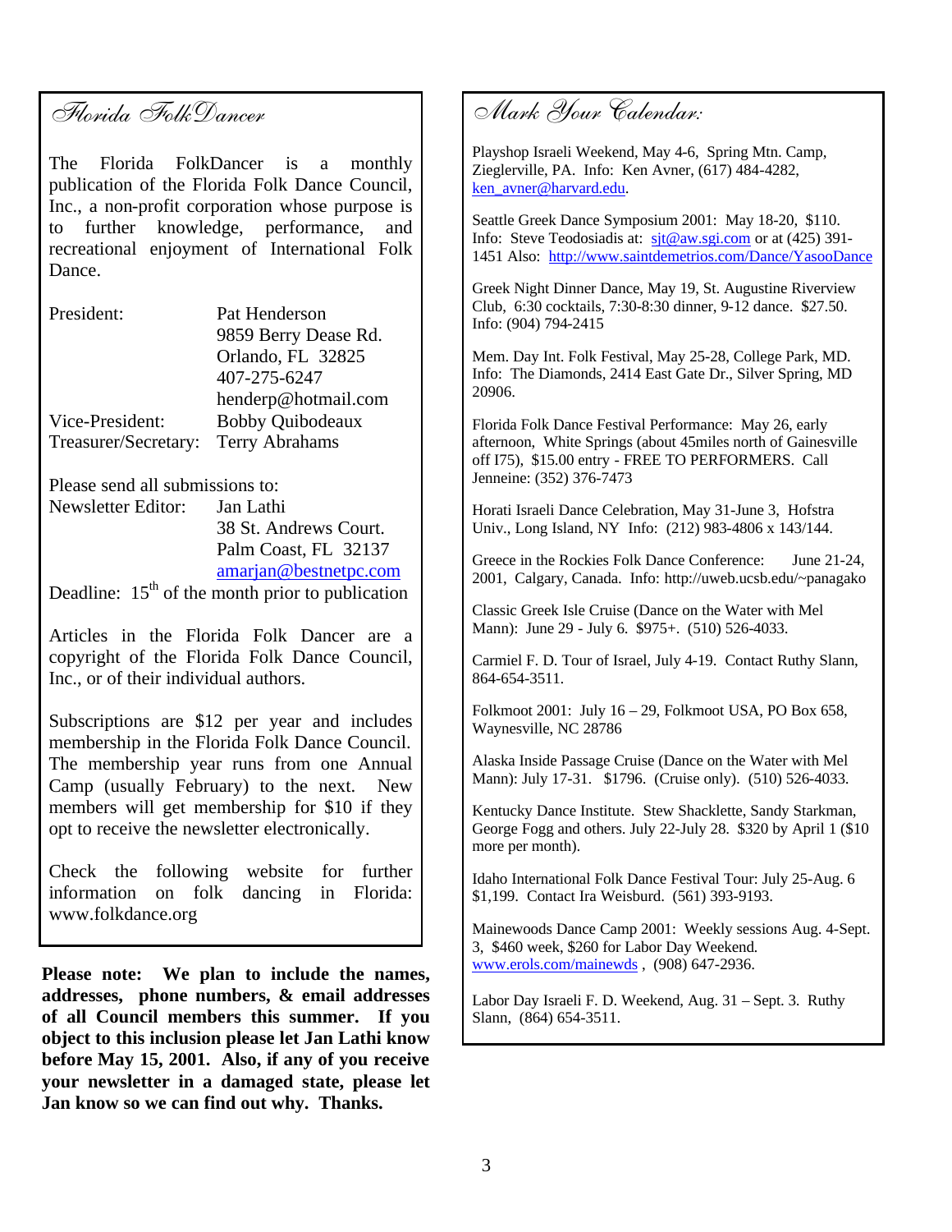## Florida FolkDancer

The Florida FolkDancer is a monthly publication of the Florida Folk Dance Council, Inc., a non-profit corporation whose purpose is to further knowledge, performance, and recreational enjoyment of International Folk Dance.

| | |
|---|---|
| President: | Pat Henderson<br>9859 Berry Dease Rd.<br>Orlando, FL 32825<br>407-275-6247<br>henderp@hotmail.com |
| Vice-President: | Bobby Quibodeaux |
| Treasurer/Secretary: | Terry Abrahams |

Please send all submissions to:

| | |
|---|---|
| Newsletter Editor: | Jan Lathi<br>38 St. Andrews Court.<br>Palm Coast, FL 32137<br>amarjan@bestnetpc.com |

Deadline: 15th of the month prior to publication

Articles in the Florida Folk Dancer are a copyright of the Florida Folk Dance Council, Inc., or of their individual authors.

Subscriptions are $12 per year and includes membership in the Florida Folk Dance Council. The membership year runs from one Annual Camp (usually February) to the next. New members will get membership for $10 if they opt to receive the newsletter electronically.

Check the following website for further information on folk dancing in Florida: www.folkdance.org

**Please note: We plan to include the names, addresses, phone numbers, & email addresses of all Council members this summer. If you object to this inclusion please let Jan Lathi know before May 15, 2001. Also, if any of you receive your newsletter in a damaged state, please let Jan know so we can find out why. Thanks.**

## Mark Your Calendar:

Playshop Israeli Weekend, May 4-6, Spring Mtn. Camp, Zieglerville, PA. Info: Ken Avner, (617) 484-4282, ken_avner@harvard.edu.

Seattle Greek Dance Symposium 2001: May 18-20, $110. Info: Steve Teodosiadis at: sjt@aw.sgi.com or at (425) 391-1451 Also: http://www.saintdemetrios.com/Dance/YasooDance

Greek Night Dinner Dance, May 19, St. Augustine Riverview Club, 6:30 cocktails, 7:30-8:30 dinner, 9-12 dance. $27.50. Info: (904) 794-2415

Mem. Day Int. Folk Festival, May 25-28, College Park, MD. Info: The Diamonds, 2414 East Gate Dr., Silver Spring, MD 20906.

Florida Folk Dance Festival Performance: May 26, early afternoon, White Springs (about 45miles north of Gainesville off I75), $15.00 entry - FREE TO PERFORMERS. Call Jenneine: (352) 376-7473

Horati Israeli Dance Celebration, May 31-June 3, Hofstra Univ., Long Island, NY Info: (212) 983-4806 x 143/144.

Greece in the Rockies Folk Dance Conference: June 21-24, 2001, Calgary, Canada. Info: http://uweb.ucsb.edu/~panagako

Classic Greek Isle Cruise (Dance on the Water with Mel Mann): June 29 - July 6. $975+. (510) 526-4033.

Carmiel F. D. Tour of Israel, July 4-19. Contact Ruthy Slann, 864-654-3511.

Folkmoot 2001: July 16 – 29, Folkmoot USA, PO Box 658, Waynesville, NC 28786

Alaska Inside Passage Cruise (Dance on the Water with Mel Mann): July 17-31. $1796. (Cruise only). (510) 526-4033.

Kentucky Dance Institute. Stew Shacklette, Sandy Starkman, George Fogg and others. July 22-July 28. $320 by April 1 ($10 more per month).

Idaho International Folk Dance Festival Tour: July 25-Aug. 6 $1,199. Contact Ira Weisburd. (561) 393-9193.

Mainewoods Dance Camp 2001: Weekly sessions Aug. 4-Sept. 3, $460 week, $260 for Labor Day Weekend. www.erols.com/mainewds , (908) 647-2936.

Labor Day Israeli F. D. Weekend, Aug. 31 – Sept. 3. Ruthy Slann, (864) 654-3511.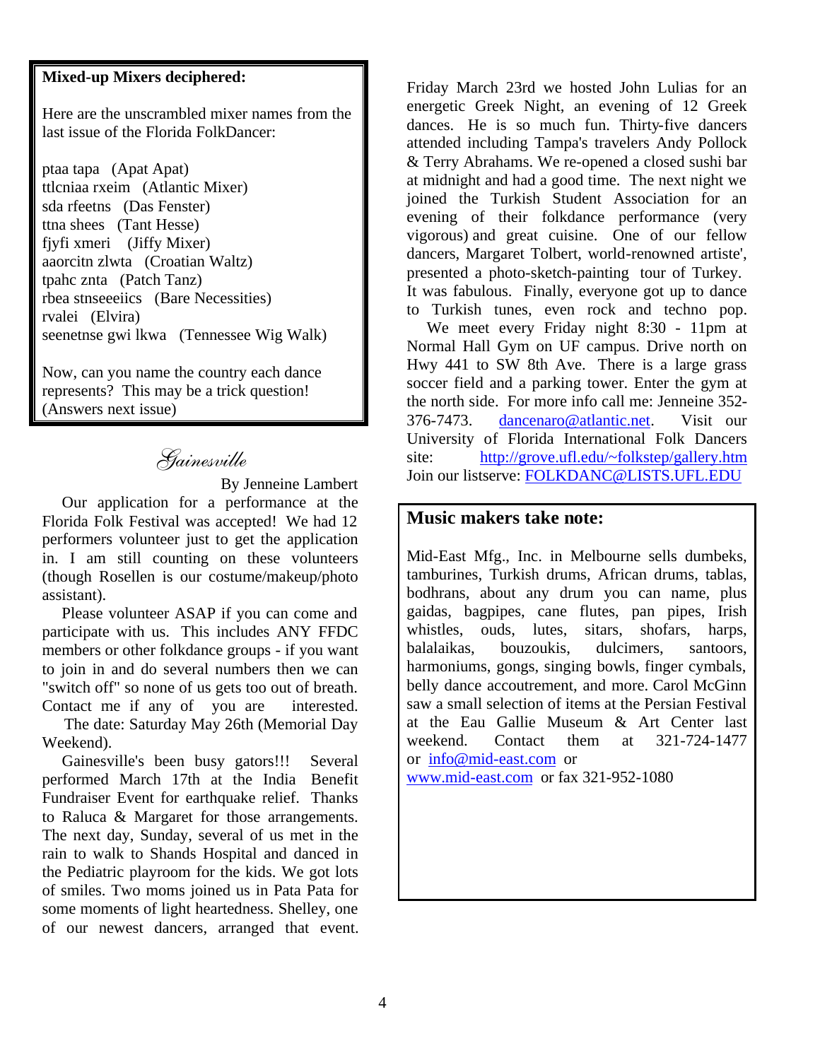**Mixed-up Mixers deciphered:**

Here are the unscrambled mixer names from the last issue of the Florida FolkDancer:

ptaa tapa (Apat Apat)
ttlcniaa rxeim (Atlantic Mixer)
sda rfeetns (Das Fenster)
ttna shees (Tant Hesse)
fjyfi xmeri (Jiffy Mixer)
aaorcitn zlwta (Croatian Waltz)
tpahc znta (Patch Tanz)
rbea stnseeeiics (Bare Necessities)
rvalei (Elvira)
seenetnse gwi lkwa (Tennessee Wig Walk)

Now, can you name the country each dance represents? This may be a trick question! (Answers next issue)

## *Gainesville*

By Jenneine Lambert

Our application for a performance at the Florida Folk Festival was accepted! We had 12 performers volunteer just to get the application in. I am still counting on these volunteers (though Rosellen is our costume/makeup/photo assistant).

Please volunteer ASAP if you can come and participate with us. This includes ANY FFDC members or other folkdance groups - if you want to join in and do several numbers then we can "switch off" so none of us gets too out of breath. Contact me if any of you are interested.

The date: Saturday May 26th (Memorial Day Weekend).

Gainesville's been busy gators!!! Several performed March 17th at the India Benefit Fundraiser Event for earthquake relief. Thanks to Raluca & Margaret for those arrangements. The next day, Sunday, several of us met in the rain to walk to Shands Hospital and danced in the Pediatric playroom for the kids. We got lots of smiles. Two moms joined us in Pata Pata for some moments of light heartedness. Shelley, one of our newest dancers, arranged that event. Friday March 23rd we hosted John Lulias for an energetic Greek Night, an evening of 12 Greek dances. He is so much fun. Thirty-five dancers attended including Tampa's travelers Andy Pollock & Terry Abrahams. We re-opened a closed sushi bar at midnight and had a good time. The next night we joined the Turkish Student Association for an evening of their folkdance performance (very vigorous) and great cuisine. One of our fellow dancers, Margaret Tolbert, world-renowned artiste', presented a photo-sketch-painting tour of Turkey. It was fabulous. Finally, everyone got up to dance to Turkish tunes, even rock and techno pop.

We meet every Friday night 8:30 - 11pm at Normal Hall Gym on UF campus. Drive north on Hwy 441 to SW 8th Ave. There is a large grass soccer field and a parking tower. Enter the gym at the north side. For more info call me: Jenneine 352-376-7473. dancenaro@atlantic.net. Visit our University of Florida International Folk Dancers site: http://grove.ufl.edu/~folkstep/gallery.htm Join our listserve: FOLKDANC@LISTS.UFL.EDU

**Music makers take note:**

Mid-East Mfg., Inc. in Melbourne sells dumbeks, tamburines, Turkish drums, African drums, tablas, bodhrans, about any drum you can name, plus gaidas, bagpipes, cane flutes, pan pipes, Irish whistles, ouds, lutes, sitars, shofars, harps, balalaikas, bouzoukis, dulcimers, santoors, harmoniums, gongs, singing bowls, finger cymbals, belly dance accoutrement, and more. Carol McGinn saw a small selection of items at the Persian Festival at the Eau Gallie Museum & Art Center last weekend. Contact them at 321-724-1477 or info@mid-east.com or www.mid-east.com or fax 321-952-1080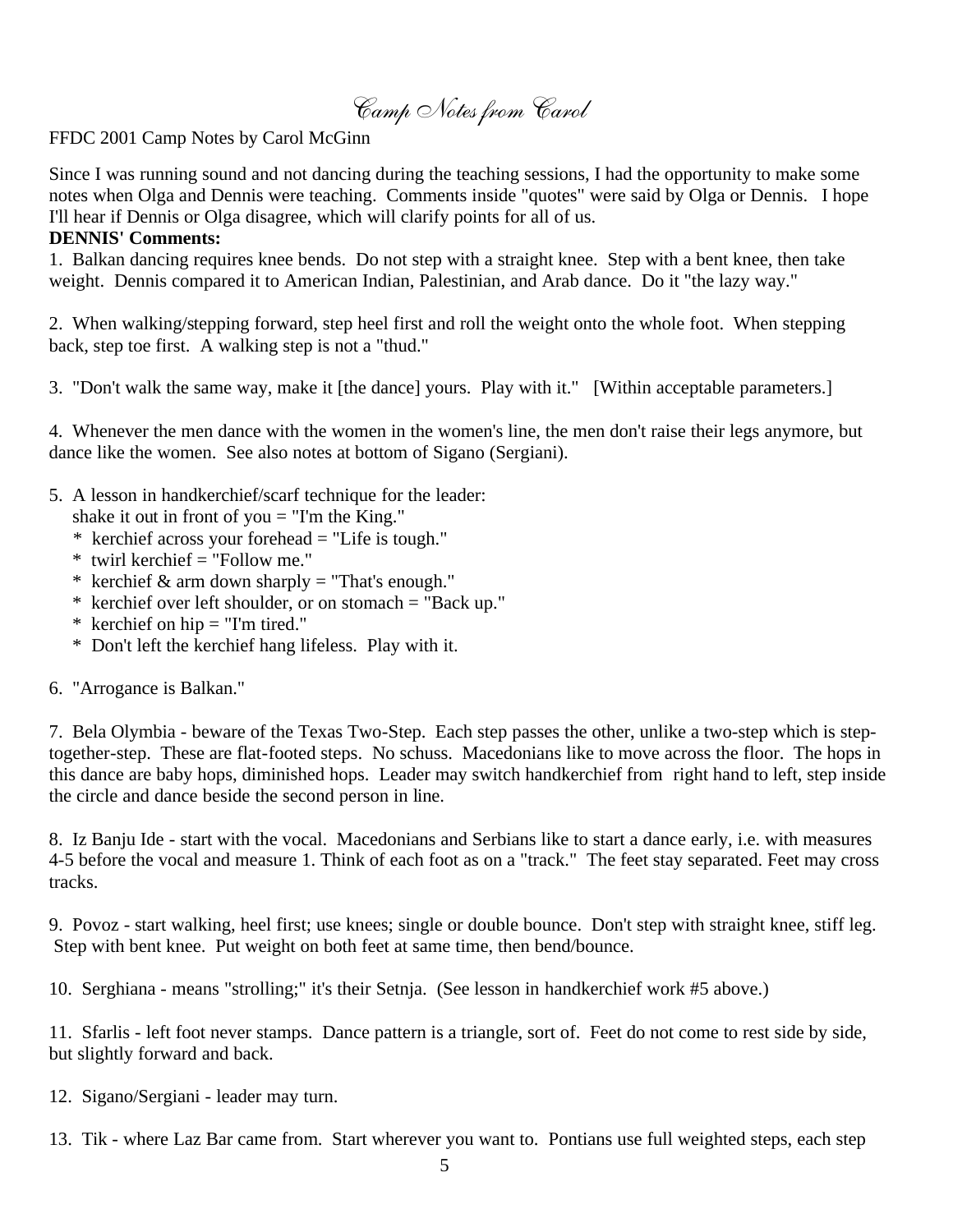# *Camp Notes from Carol*

FFDC 2001 Camp Notes by Carol McGinn

Since I was running sound and not dancing during the teaching sessions, I had the opportunity to make some notes when Olga and Dennis were teaching. Comments inside "quotes" were said by Olga or Dennis. I hope I'll hear if Dennis or Olga disagree, which will clarify points for all of us.

**DENNIS' Comments:**

1. Balkan dancing requires knee bends. Do not step with a straight knee. Step with a bent knee, then take weight. Dennis compared it to American Indian, Palestinian, and Arab dance. Do it "the lazy way."

2. When walking/stepping forward, step heel first and roll the weight onto the whole foot. When stepping back, step toe first. A walking step is not a "thud."

3. "Don't walk the same way, make it [the dance] yours. Play with it." [Within acceptable parameters.]

4. Whenever the men dance with the women in the women's line, the men don't raise their legs anymore, but dance like the women. See also notes at bottom of Sigano (Sergiani).

5. A lesson in handkerchief/scarf technique for the leader:
   shake it out in front of you = "I'm the King."
   * kerchief across your forehead = "Life is tough."
   * twirl kerchief = "Follow me."
   * kerchief & arm down sharply = "That's enough."
   * kerchief over left shoulder, or on stomach = "Back up."
   * kerchief on hip = "I'm tired."
   * Don't left the kerchief hang lifeless. Play with it.

6. "Arrogance is Balkan."

7. Bela Olymbia - beware of the Texas Two-Step. Each step passes the other, unlike a two-step which is step-together-step. These are flat-footed steps. No schuss. Macedonians like to move across the floor. The hops in this dance are baby hops, diminished hops. Leader may switch handkerchief from right hand to left, step inside the circle and dance beside the second person in line.

8. Iz Banju Ide - start with the vocal. Macedonians and Serbians like to start a dance early, i.e. with measures 4-5 before the vocal and measure 1. Think of each foot as on a "track." The feet stay separated. Feet may cross tracks.

9. Povoz - start walking, heel first; use knees; single or double bounce. Don't step with straight knee, stiff leg. Step with bent knee. Put weight on both feet at same time, then bend/bounce.

10. Serghiana - means "strolling;" it's their Setnja. (See lesson in handkerchief work #5 above.)

11. Sfarlis - left foot never stamps. Dance pattern is a triangle, sort of. Feet do not come to rest side by side, but slightly forward and back.

12. Sigano/Sergiani - leader may turn.

13. Tik - where Laz Bar came from. Start wherever you want to. Pontians use full weighted steps, each step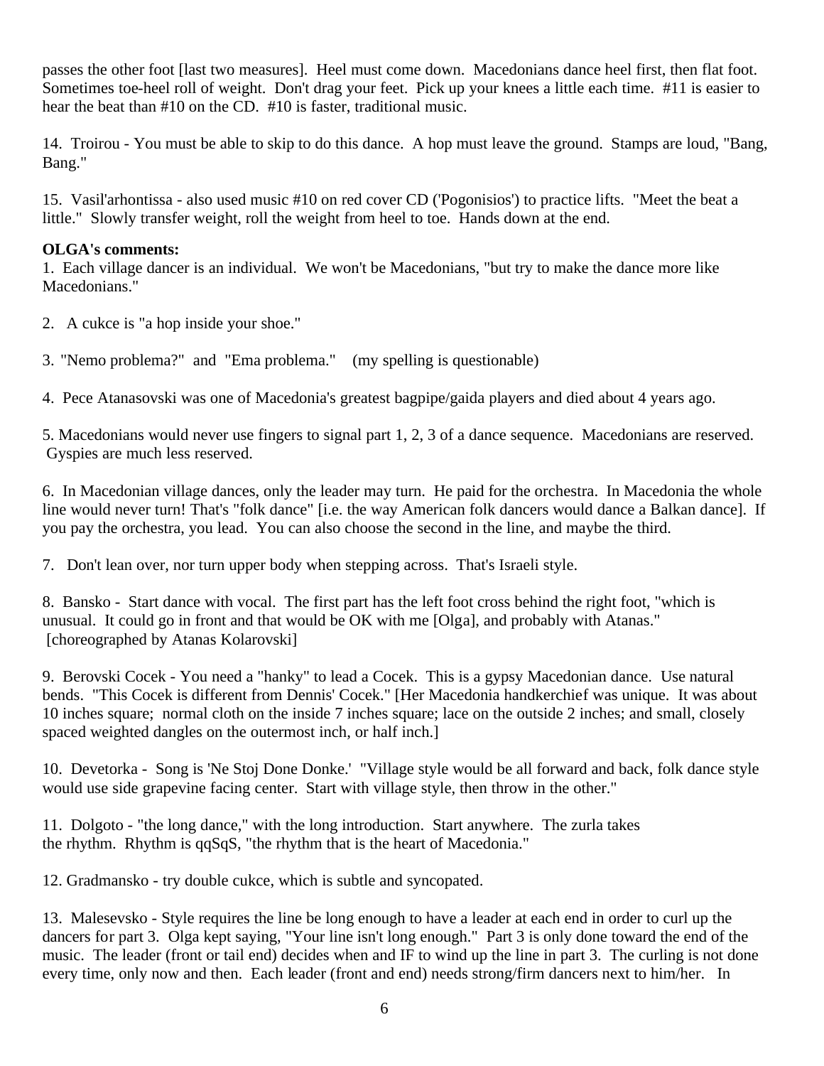passes the other foot [last two measures]. Heel must come down. Macedonians dance heel first, then flat foot. Sometimes toe-heel roll of weight. Don't drag your feet. Pick up your knees a little each time. #11 is easier to hear the beat than #10 on the CD. #10 is faster, traditional music.

14. Troirou - You must be able to skip to do this dance. A hop must leave the ground. Stamps are loud, "Bang, Bang."

15. Vasil'arhontissa - also used music #10 on red cover CD ('Pogonisios') to practice lifts. "Meet the beat a little." Slowly transfer weight, roll the weight from heel to toe. Hands down at the end.

**OLGA's comments:**

1. Each village dancer is an individual. We won't be Macedonians, "but try to make the dance more like Macedonians."

2. A cukce is "a hop inside your shoe."

3. "Nemo problema?" and "Ema problema." (my spelling is questionable)

4. Pece Atanasovski was one of Macedonia's greatest bagpipe/gaida players and died about 4 years ago.

5. Macedonians would never use fingers to signal part 1, 2, 3 of a dance sequence. Macedonians are reserved. Gyspies are much less reserved.

6. In Macedonian village dances, only the leader may turn. He paid for the orchestra. In Macedonia the whole line would never turn! That's "folk dance" [i.e. the way American folk dancers would dance a Balkan dance]. If you pay the orchestra, you lead. You can also choose the second in the line, and maybe the third.

7. Don't lean over, nor turn upper body when stepping across. That's Israeli style.

8. Bansko - Start dance with vocal. The first part has the left foot cross behind the right foot, "which is unusual. It could go in front and that would be OK with me [Olga], and probably with Atanas." [choreographed by Atanas Kolarovski]

9. Berovski Cocek - You need a "hanky" to lead a Cocek. This is a gypsy Macedonian dance. Use natural bends. "This Cocek is different from Dennis' Cocek." [Her Macedonia handkerchief was unique. It was about 10 inches square; normal cloth on the inside 7 inches square; lace on the outside 2 inches; and small, closely spaced weighted dangles on the outermost inch, or half inch.]

10. Devetorka - Song is 'Ne Stoj Done Donke.' "Village style would be all forward and back, folk dance style would use side grapevine facing center. Start with village style, then throw in the other."

11. Dolgoto - "the long dance," with the long introduction. Start anywhere. The zurla takes the rhythm. Rhythm is qqSqS, "the rhythm that is the heart of Macedonia."

12. Gradmansko - try double cukce, which is subtle and syncopated.

13. Malesevsko - Style requires the line be long enough to have a leader at each end in order to curl up the dancers for part 3. Olga kept saying, "Your line isn't long enough." Part 3 is only done toward the end of the music. The leader (front or tail end) decides when and IF to wind up the line in part 3. The curling is not done every time, only now and then. Each leader (front and end) needs strong/firm dancers next to him/her. In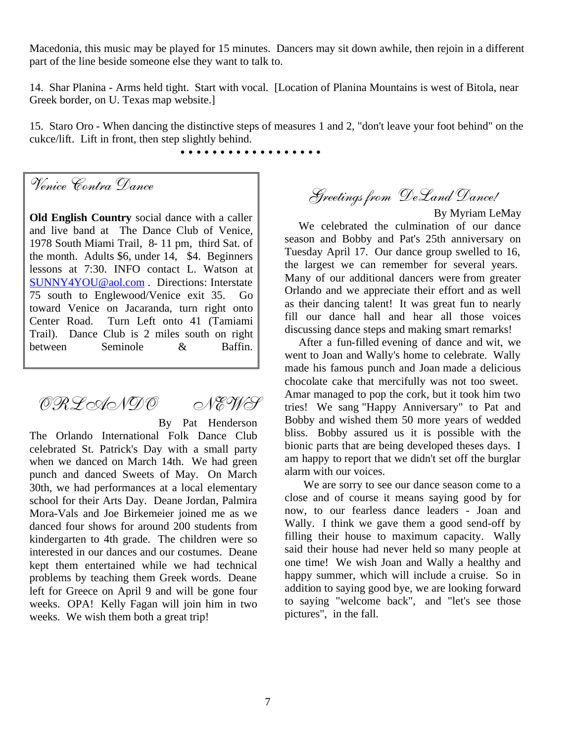Macedonia, this music may be played for 15 minutes. Dancers may sit down awhile, then rejoin in a different part of the line beside someone else they want to talk to.

14. Shar Planina - Arms held tight. Start with vocal. [Location of Planina Mountains is west of Bitola, near Greek border, on U. Texas map website.]

15. Staro Oro - When dancing the distinctive steps of measures 1 and 2, "don't leave your foot behind" on the cukce/lift. Lift in front, then step slightly behind.

• • • • • • • • • • • • • • • • •

## Venice Contra Dance

**Old English Country** social dance with a caller and live band at The Dance Club of Venice, 1978 South Miami Trail, 8- 11 pm, third Sat. of the month. Adults $6, under 14, $4. Beginners lessons at 7:30. INFO contact L. Watson at SUNNY4YOU@aol.com . Directions: Interstate 75 south to Englewood/Venice exit 35. Go toward Venice on Jacaranda, turn right onto Center Road. Turn Left onto 41 (Tamiami Trail). Dance Club is 2 miles south on right between Seminole & Baffin.

## ORLANDO NEWS

By Pat Henderson

The Orlando International Folk Dance Club celebrated St. Patrick's Day with a small party when we danced on March 14th. We had green punch and danced Sweets of May. On March 30th, we had performances at a local elementary school for their Arts Day. Deane Jordan, Palmira Mora-Vals and Joe Birkemeier joined me as we danced four shows for around 200 students from kindergarten to 4th grade. The children were so interested in our dances and our costumes. Deane kept them entertained while we had technical problems by teaching them Greek words. Deane left for Greece on April 9 and will be gone four weeks. OPA! Kelly Fagan will join him in two weeks. We wish them both a great trip!

## Greetings from DeLand Dance!

By Myriam LeMay

We celebrated the culmination of our dance season and Bobby and Pat's 25th anniversary on Tuesday April 17. Our dance group swelled to 16, the largest we can remember for several years. Many of our additional dancers were from greater Orlando and we appreciate their effort and as well as their dancing talent! It was great fun to nearly fill our dance hall and hear all those voices discussing dance steps and making smart remarks!

After a fun-filled evening of dance and wit, we went to Joan and Wally's home to celebrate. Wally made his famous punch and Joan made a delicious chocolate cake that mercifully was not too sweet. Amar managed to pop the cork, but it took him two tries! We sang "Happy Anniversary" to Pat and Bobby and wished them 50 more years of wedded bliss. Bobby assured us it is possible with the bionic parts that are being developed theses days. I am happy to report that we didn't set off the burglar alarm with our voices.

We are sorry to see our dance season come to a close and of course it means saying good by for now, to our fearless dance leaders - Joan and Wally. I think we gave them a good send-off by filling their house to maximum capacity. Wally said their house had never held so many people at one time! We wish Joan and Wally a healthy and happy summer, which will include a cruise. So in addition to saying good bye, we are looking forward to saying "welcome back", and "let's see those pictures", in the fall.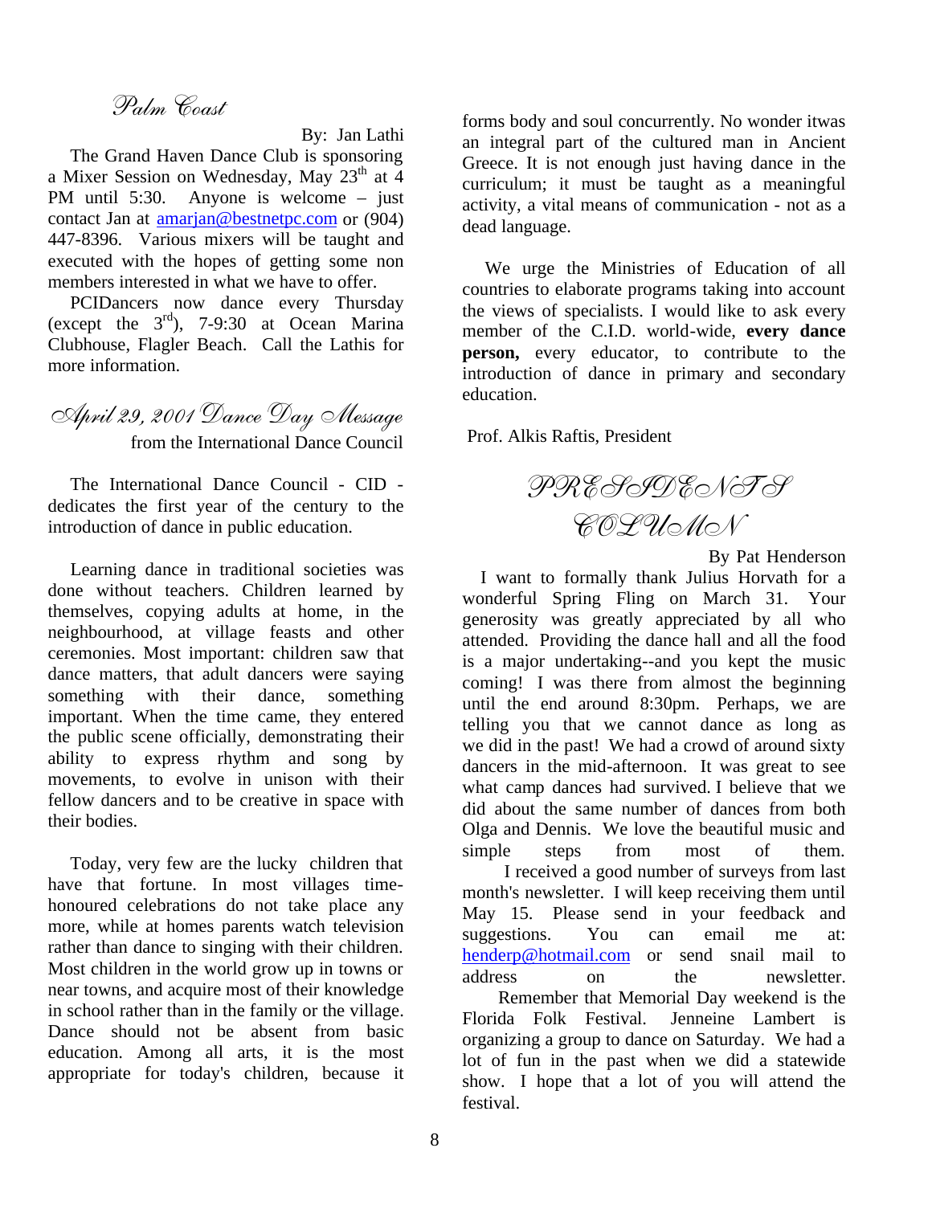## Palm Coast

By: Jan Lathi

The Grand Haven Dance Club is sponsoring a Mixer Session on Wednesday, May 23rd at 4 PM until 5:30. Anyone is welcome – just contact Jan at amarjan@bestnetpc.com or (904) 447-8396. Various mixers will be taught and executed with the hopes of getting some non members interested in what we have to offer.

PCIDancers now dance every Thursday (except the 3rd), 7-9:30 at Ocean Marina Clubhouse, Flagler Beach. Call the Lathis for more information.

## April 29, 2001 Dance Day Message

from the International Dance Council

The International Dance Council - CID - dedicates the first year of the century to the introduction of dance in public education.

Learning dance in traditional societies was done without teachers. Children learned by themselves, copying adults at home, in the neighbourhood, at village feasts and other ceremonies. Most important: children saw that dance matters, that adult dancers were saying something with their dance, something important. When the time came, they entered the public scene officially, demonstrating their ability to express rhythm and song by movements, to evolve in unison with their fellow dancers and to be creative in space with their bodies.

Today, very few are the lucky children that have that fortune. In most villages time-honoured celebrations do not take place any more, while at homes parents watch television rather than dance to singing with their children. Most children in the world grow up in towns or near towns, and acquire most of their knowledge in school rather than in the family or the village. Dance should not be absent from basic education. Among all arts, it is the most appropriate for today's children, because it forms body and soul concurrently. No wonder itwas an integral part of the cultured man in Ancient Greece. It is not enough just having dance in the curriculum; it must be taught as a meaningful activity, a vital means of communication - not as a dead language.

We urge the Ministries of Education of all countries to elaborate programs taking into account the views of specialists. I would like to ask every member of the C.I.D. world-wide, **every dance person,** every educator, to contribute to the introduction of dance in primary and secondary education.

Prof. Alkis Raftis, President

## PRESIDENT'S COLUMN

By Pat Henderson

I want to formally thank Julius Horvath for a wonderful Spring Fling on March 31. Your generosity was greatly appreciated by all who attended. Providing the dance hall and all the food is a major undertaking--and you kept the music coming! I was there from almost the beginning until the end around 8:30pm. Perhaps, we are telling you that we cannot dance as long as we did in the past! We had a crowd of around sixty dancers in the mid-afternoon. It was great to see what camp dances had survived. I believe that we did about the same number of dances from both Olga and Dennis. We love the beautiful music and simple steps from most of them.

I received a good number of surveys from last month's newsletter. I will keep receiving them until May 15. Please send in your feedback and suggestions. You can email me at: henderp@hotmail.com or send snail mail to address on the newsletter.

Remember that Memorial Day weekend is the Florida Folk Festival. Jenneine Lambert is organizing a group to dance on Saturday. We had a lot of fun in the past when we did a statewide show. I hope that a lot of you will attend the festival.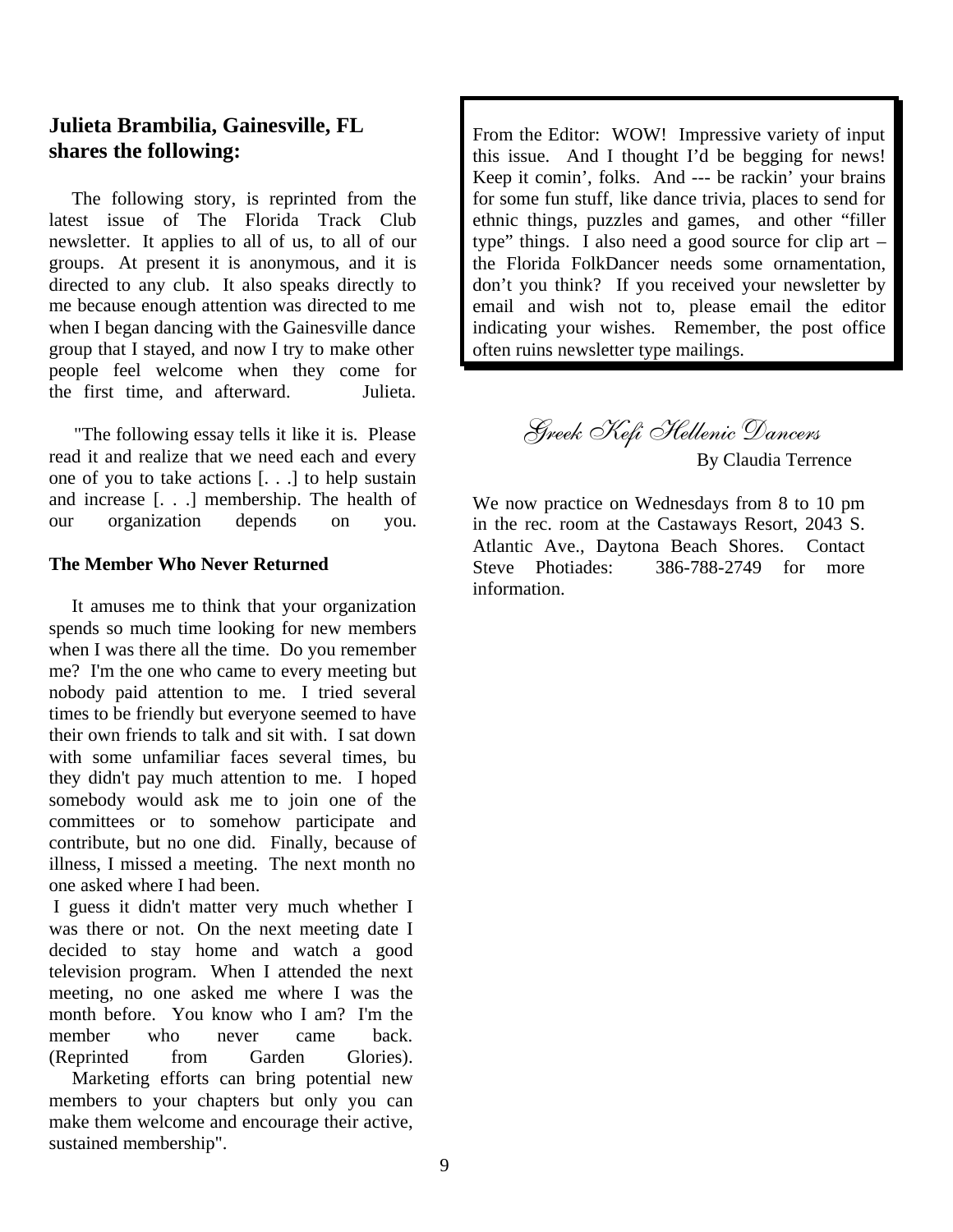## Julieta Brambilia, Gainesville, FL shares the following:

The following story, is reprinted from the latest issue of The Florida Track Club newsletter. It applies to all of us, to all of our groups. At present it is anonymous, and it is directed to any club. It also speaks directly to me because enough attention was directed to me when I began dancing with the Gainesville dance group that I stayed, and now I try to make other people feel welcome when they come for the first time, and afterward. Julieta.

"The following essay tells it like it is. Please read it and realize that we need each and every one of you to take actions [. . .] to help sustain and increase [. . .] membership. The health of our organization depends on you.

**The Member Who Never Returned**

It amuses me to think that your organization spends so much time looking for new members when I was there all the time. Do you remember me? I'm the one who came to every meeting but nobody paid attention to me. I tried several times to be friendly but everyone seemed to have their own friends to talk and sit with. I sat down with some unfamiliar faces several times, bu they didn't pay much attention to me. I hoped somebody would ask me to join one of the committees or to somehow participate and contribute, but no one did. Finally, because of illness, I missed a meeting. The next month no one asked where I had been.

I guess it didn't matter very much whether I was there or not. On the next meeting date I decided to stay home and watch a good television program. When I attended the next meeting, no one asked me where I was the month before. You know who I am? I'm the member who never came back. (Reprinted from Garden Glories).

Marketing efforts can bring potential new members to your chapters but only you can make them welcome and encourage their active, sustained membership".

From the Editor: WOW! Impressive variety of input this issue. And I thought I'd be begging for news! Keep it comin', folks. And --- be rackin' your brains for some fun stuff, like dance trivia, places to send for ethnic things, puzzles and games, and other "filler type" things. I also need a good source for clip art – the Florida FolkDancer needs some ornamentation, don't you think? If you received your newsletter by email and wish not to, please email the editor indicating your wishes. Remember, the post office often ruins newsletter type mailings.

## *Greek Kefi Hellenic Dancers*

By Claudia Terrence

We now practice on Wednesdays from 8 to 10 pm in the rec. room at the Castaways Resort, 2043 S. Atlantic Ave., Daytona Beach Shores. Contact Steve Photiades: 386-788-2749 for more information.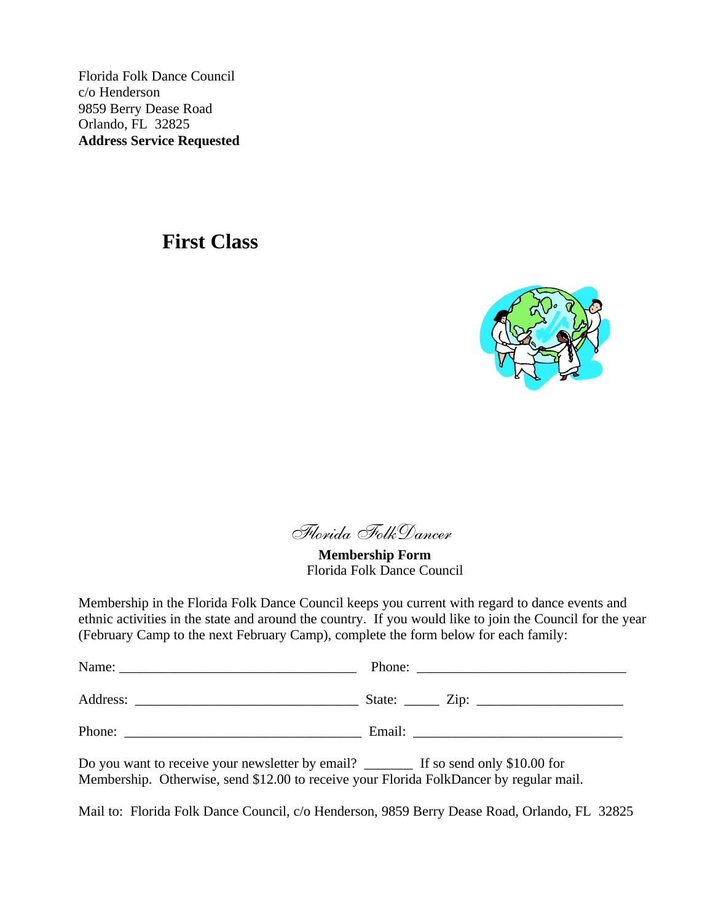Florida Folk Dance Council
c/o Henderson
9859 Berry Dease Road
Orlando, FL 32825
**Address Service Requested**

**First Class**

*Florida FolkDancer*

**Membership Form**
Florida Folk Dance Council

Membership in the Florida Folk Dance Council keeps you current with regard to dance events and ethnic activities in the state and around the country. If you would like to join the Council for the year (February Camp to the next February Camp), complete the form below for each family:

Name: ________________________________ Phone: ____________________________

Address: ______________________________ State: _____ Zip: ____________________

Phone: ________________________________ Email: ____________________________

Do you want to receive your newsletter by email? _______ If so send only $10.00 for Membership. Otherwise, send $12.00 to receive your Florida FolkDancer by regular mail.

Mail to: Florida Folk Dance Council, c/o Henderson, 9859 Berry Dease Road, Orlando, FL 32825